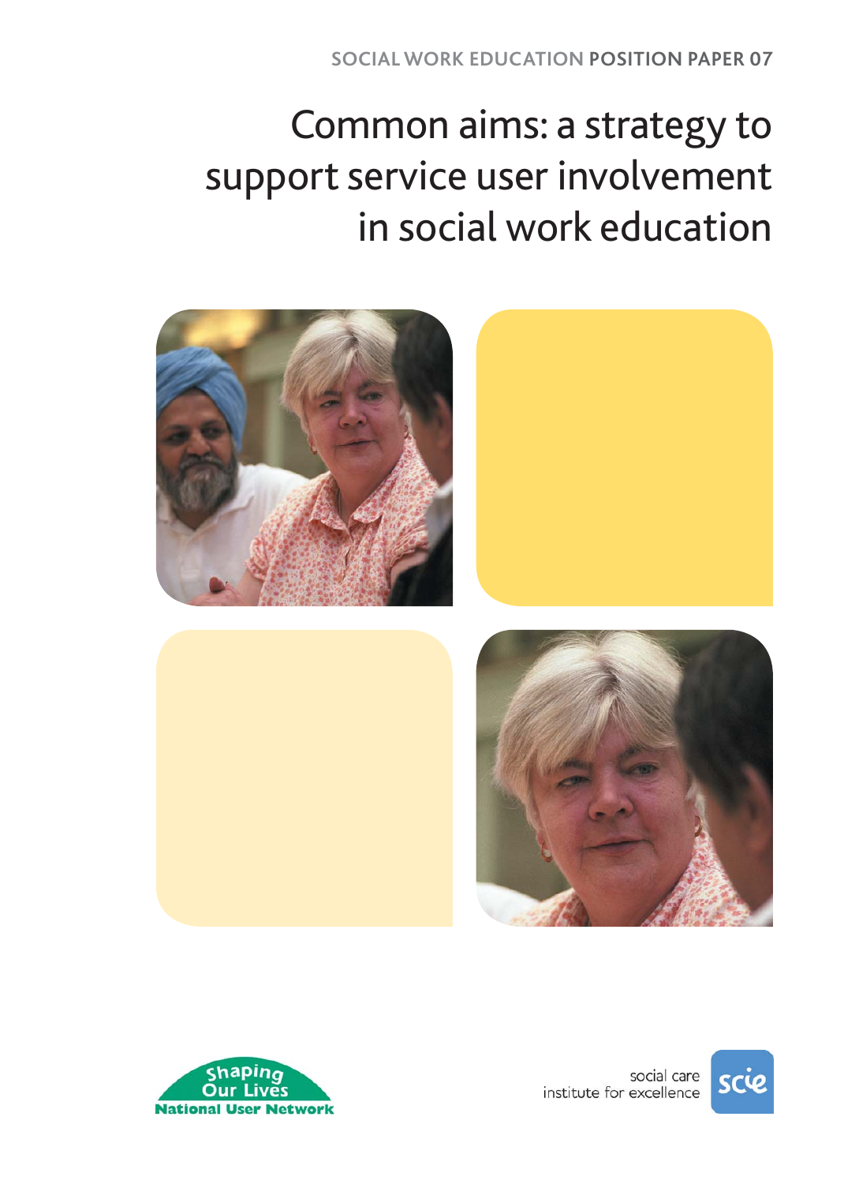SOCIAL WORK EDUCATION **POSITION PAPER 07**

# Common aims: a strategy to support service user involvement in social work education

Shaping Our Lives
National User Network

social care institute for excellence
scie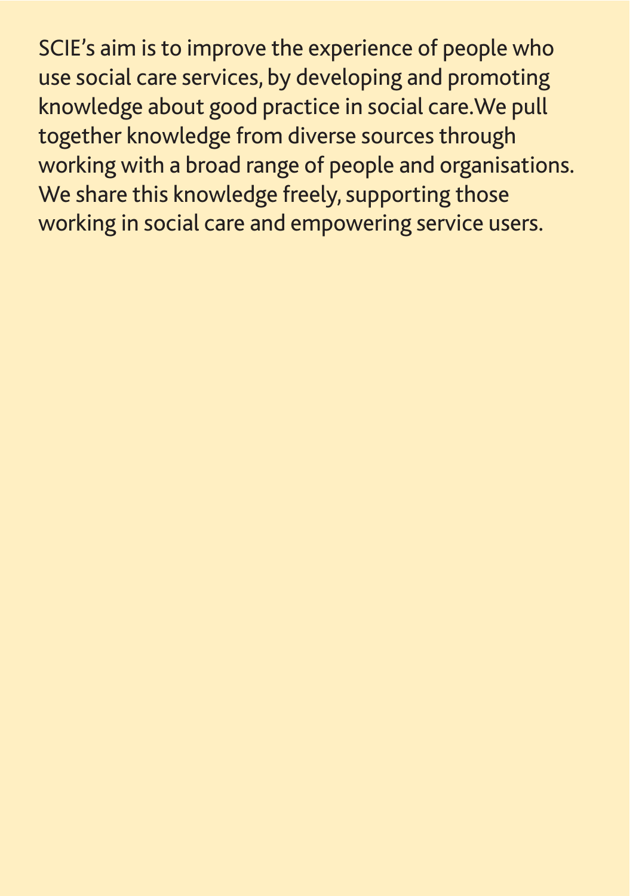SCIE's aim is to improve the experience of people who use social care services, by developing and promoting knowledge about good practice in social care.We pull together knowledge from diverse sources through working with a broad range of people and organisations. We share this knowledge freely, supporting those working in social care and empowering service users.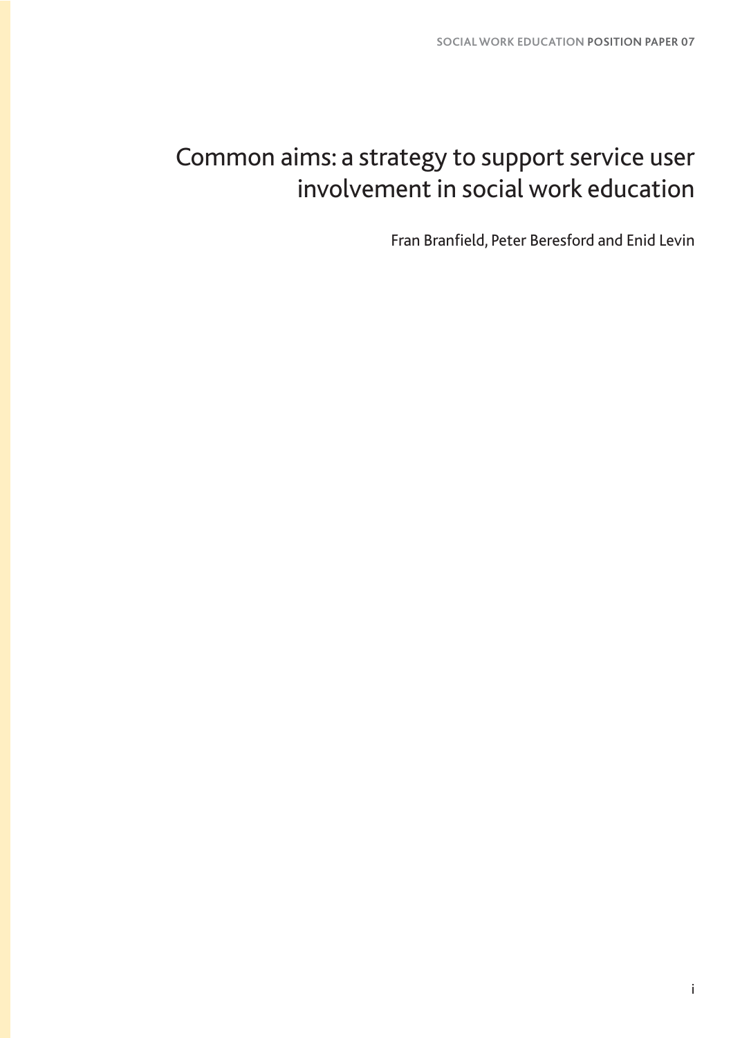# Common aims: a strategy to support service user involvement in social work education

Fran Branfield, Peter Beresford and Enid Levin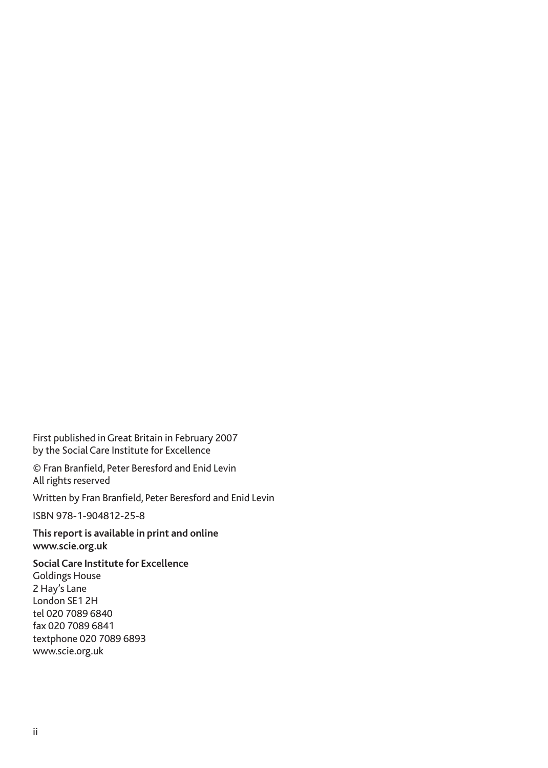First published in Great Britain in February 2007
by the Social Care Institute for Excellence

© Fran Branfield, Peter Beresford and Enid Levin
All rights reserved

Written by Fran Branfield, Peter Beresford and Enid Levin

ISBN 978-1-904812-25-8

**This report is available in print and online**
**www.scie.org.uk**

**Social Care Institute for Excellence**
Goldings House
2 Hay's Lane
London SE1 2H
tel 020 7089 6840
fax 020 7089 6841
textphone 020 7089 6893
www.scie.org.uk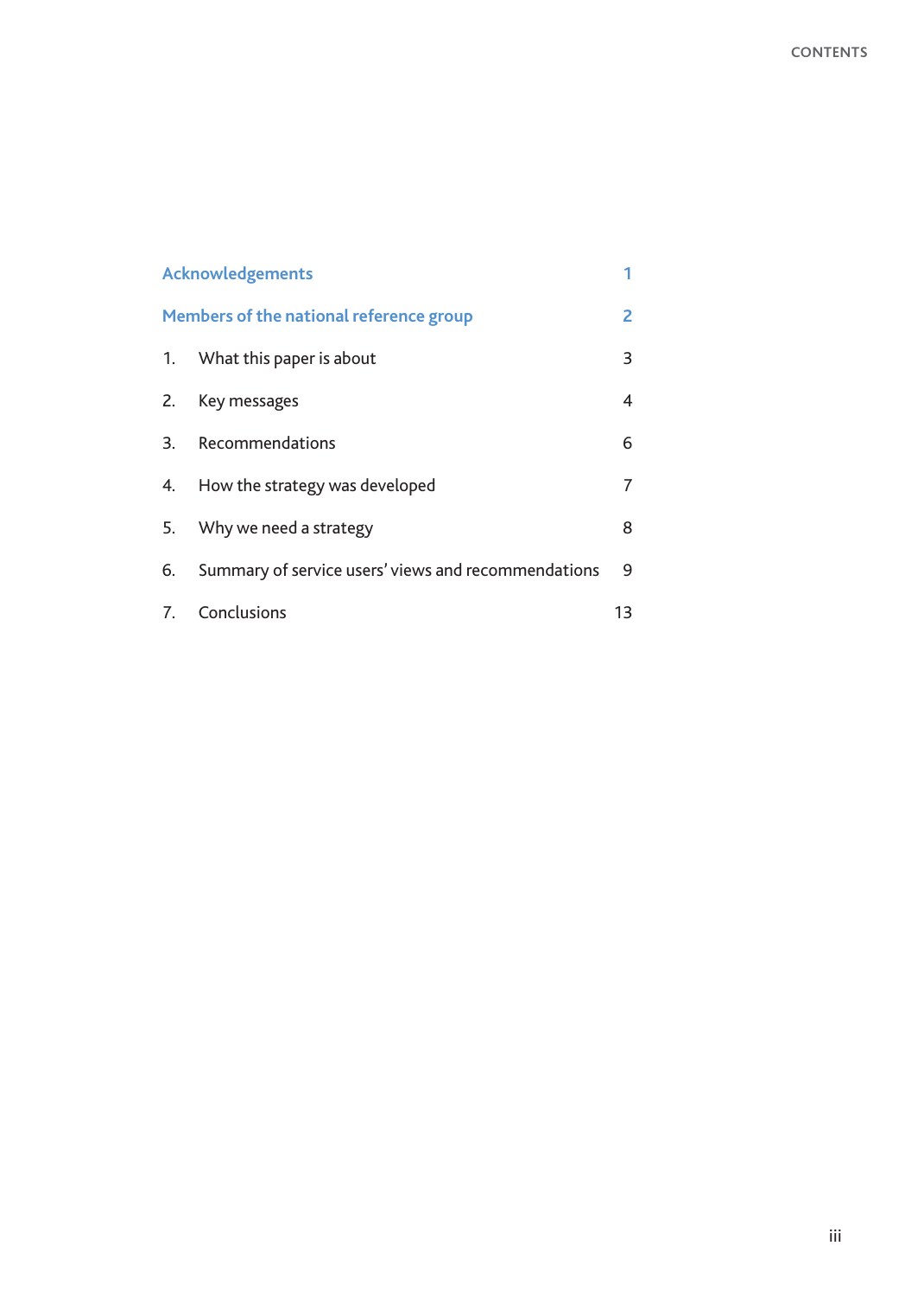# Contents

| | | |
|---|---|---|
| Acknowledgements | | 1 |
| Members of the national reference group | | 2 |
| 1. | What this paper is about | 3 |
| 2. | Key messages | 4 |
| 3. | Recommendations | 6 |
| 4. | How the strategy was developed | 7 |
| 5. | Why we need a strategy | 8 |
| 6. | Summary of service users' views and recommendations | 9 |
| 7. | Conclusions | 13 |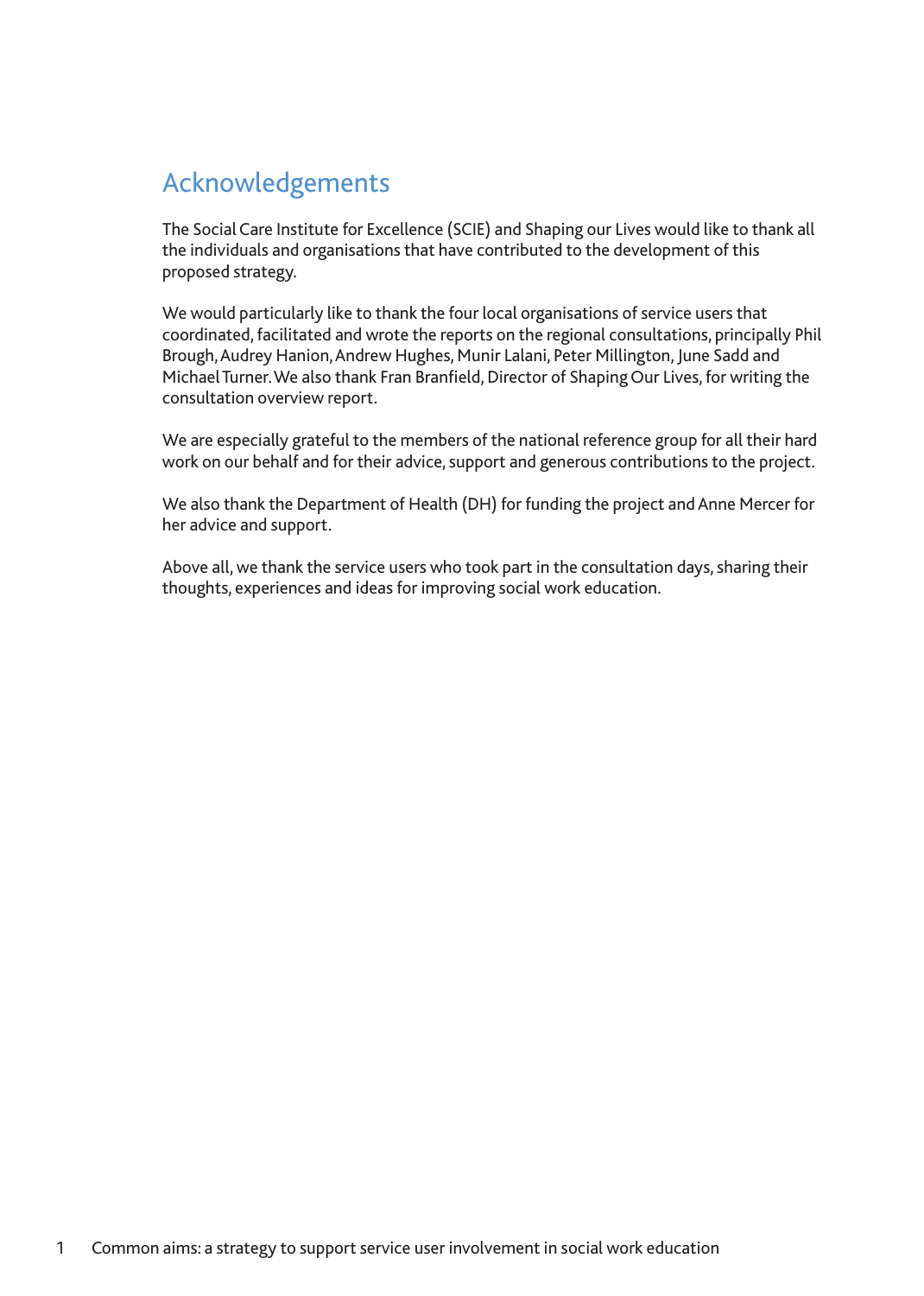## Acknowledgements

The Social Care Institute for Excellence (SCIE) and Shaping our Lives would like to thank all the individuals and organisations that have contributed to the development of this proposed strategy.

We would particularly like to thank the four local organisations of service users that coordinated, facilitated and wrote the reports on the regional consultations, principally Phil Brough, Audrey Hanion, Andrew Hughes, Munir Lalani, Peter Millington, June Sadd and Michael Turner. We also thank Fran Branfield, Director of Shaping Our Lives, for writing the consultation overview report.

We are especially grateful to the members of the national reference group for all their hard work on our behalf and for their advice, support and generous contributions to the project.

We also thank the Department of Health (DH) for funding the project and Anne Mercer for her advice and support.

Above all, we thank the service users who took part in the consultation days, sharing their thoughts, experiences and ideas for improving social work education.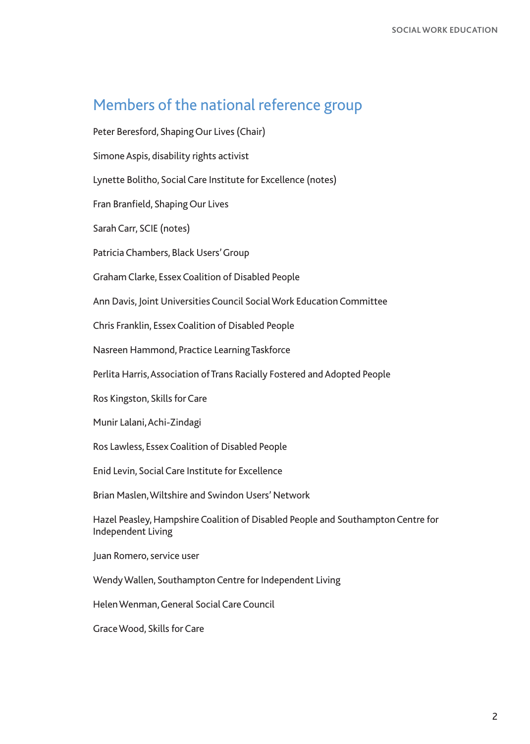## Members of the national reference group

Peter Beresford, Shaping Our Lives (Chair)

Simone Aspis, disability rights activist

Lynette Bolitho, Social Care Institute for Excellence (notes)

Fran Branfield, Shaping Our Lives

Sarah Carr, SCIE (notes)

Patricia Chambers, Black Users' Group

Graham Clarke, Essex Coalition of Disabled People

Ann Davis, Joint Universities Council Social Work Education Committee

Chris Franklin, Essex Coalition of Disabled People

Nasreen Hammond, Practice Learning Taskforce

Perlita Harris, Association of Trans Racially Fostered and Adopted People

Ros Kingston, Skills for Care

Munir Lalani, Achi-Zindagi

Ros Lawless, Essex Coalition of Disabled People

Enid Levin, Social Care Institute for Excellence

Brian Maslen, Wiltshire and Swindon Users' Network

Hazel Peasley, Hampshire Coalition of Disabled People and Southampton Centre for Independent Living

Juan Romero, service user

Wendy Wallen, Southampton Centre for Independent Living

Helen Wenman, General Social Care Council

Grace Wood, Skills for Care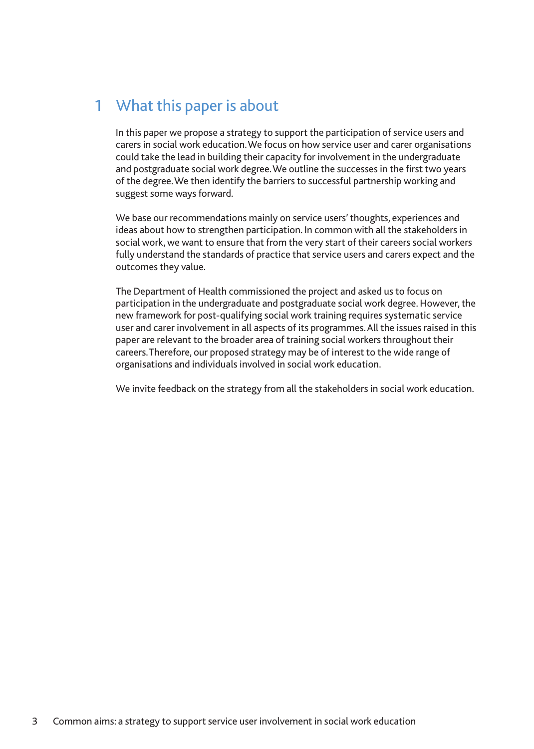# 1 What this paper is about

In this paper we propose a strategy to support the participation of service users and carers in social work education. We focus on how service user and carer organisations could take the lead in building their capacity for involvement in the undergraduate and postgraduate social work degree. We outline the successes in the first two years of the degree. We then identify the barriers to successful partnership working and suggest some ways forward.

We base our recommendations mainly on service users' thoughts, experiences and ideas about how to strengthen participation. In common with all the stakeholders in social work, we want to ensure that from the very start of their careers social workers fully understand the standards of practice that service users and carers expect and the outcomes they value.

The Department of Health commissioned the project and asked us to focus on participation in the undergraduate and postgraduate social work degree. However, the new framework for post-qualifying social work training requires systematic service user and carer involvement in all aspects of its programmes. All the issues raised in this paper are relevant to the broader area of training social workers throughout their careers. Therefore, our proposed strategy may be of interest to the wide range of organisations and individuals involved in social work education.

We invite feedback on the strategy from all the stakeholders in social work education.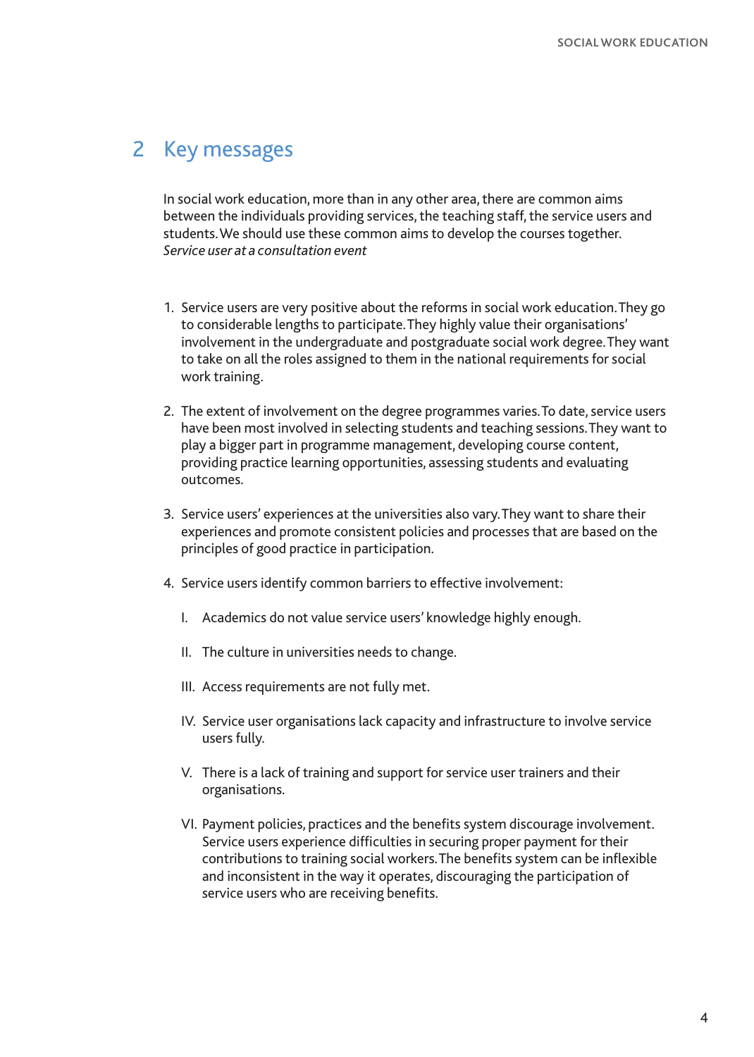## 2 Key messages

In social work education, more than in any other area, there are common aims between the individuals providing services, the teaching staff, the service users and students. We should use these common aims to develop the courses together.
*Service user at a consultation event*

1. Service users are very positive about the reforms in social work education. They go to considerable lengths to participate. They highly value their organisations' involvement in the undergraduate and postgraduate social work degree. They want to take on all the roles assigned to them in the national requirements for social work training.

2. The extent of involvement on the degree programmes varies. To date, service users have been most involved in selecting students and teaching sessions. They want to play a bigger part in programme management, developing course content, providing practice learning opportunities, assessing students and evaluating outcomes.

3. Service users' experiences at the universities also vary. They want to share their experiences and promote consistent policies and processes that are based on the principles of good practice in participation.

4. Service users identify common barriers to effective involvement:

   I. Academics do not value service users' knowledge highly enough.

   II. The culture in universities needs to change.

   III. Access requirements are not fully met.

   IV. Service user organisations lack capacity and infrastructure to involve service users fully.

   V. There is a lack of training and support for service user trainers and their organisations.

   VI. Payment policies, practices and the benefits system discourage involvement. Service users experience difficulties in securing proper payment for their contributions to training social workers. The benefits system can be inflexible and inconsistent in the way it operates, discouraging the participation of service users who are receiving benefits.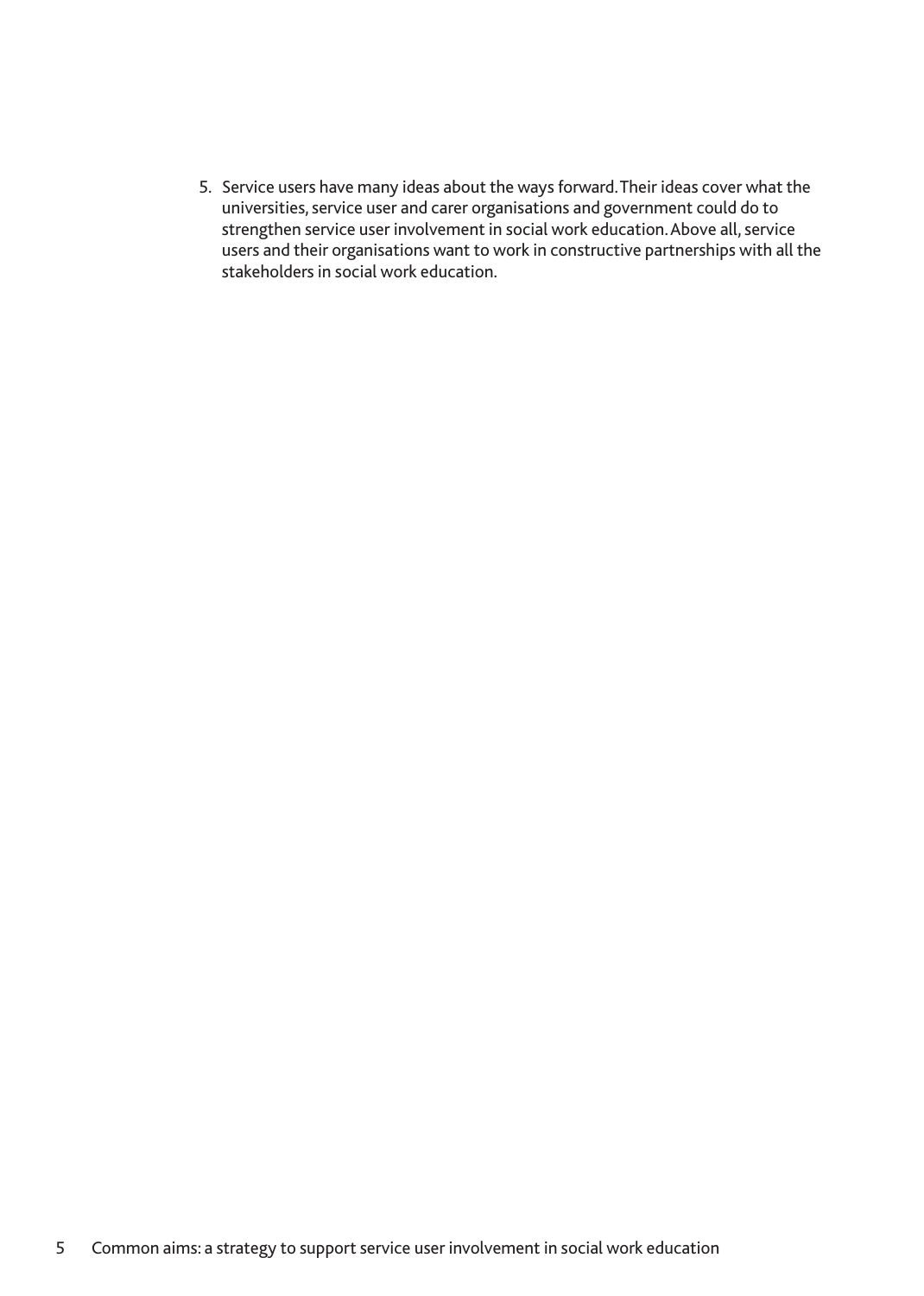5. Service users have many ideas about the ways forward. Their ideas cover what the universities, service user and carer organisations and government could do to strengthen service user involvement in social work education. Above all, service users and their organisations want to work in constructive partnerships with all the stakeholders in social work education.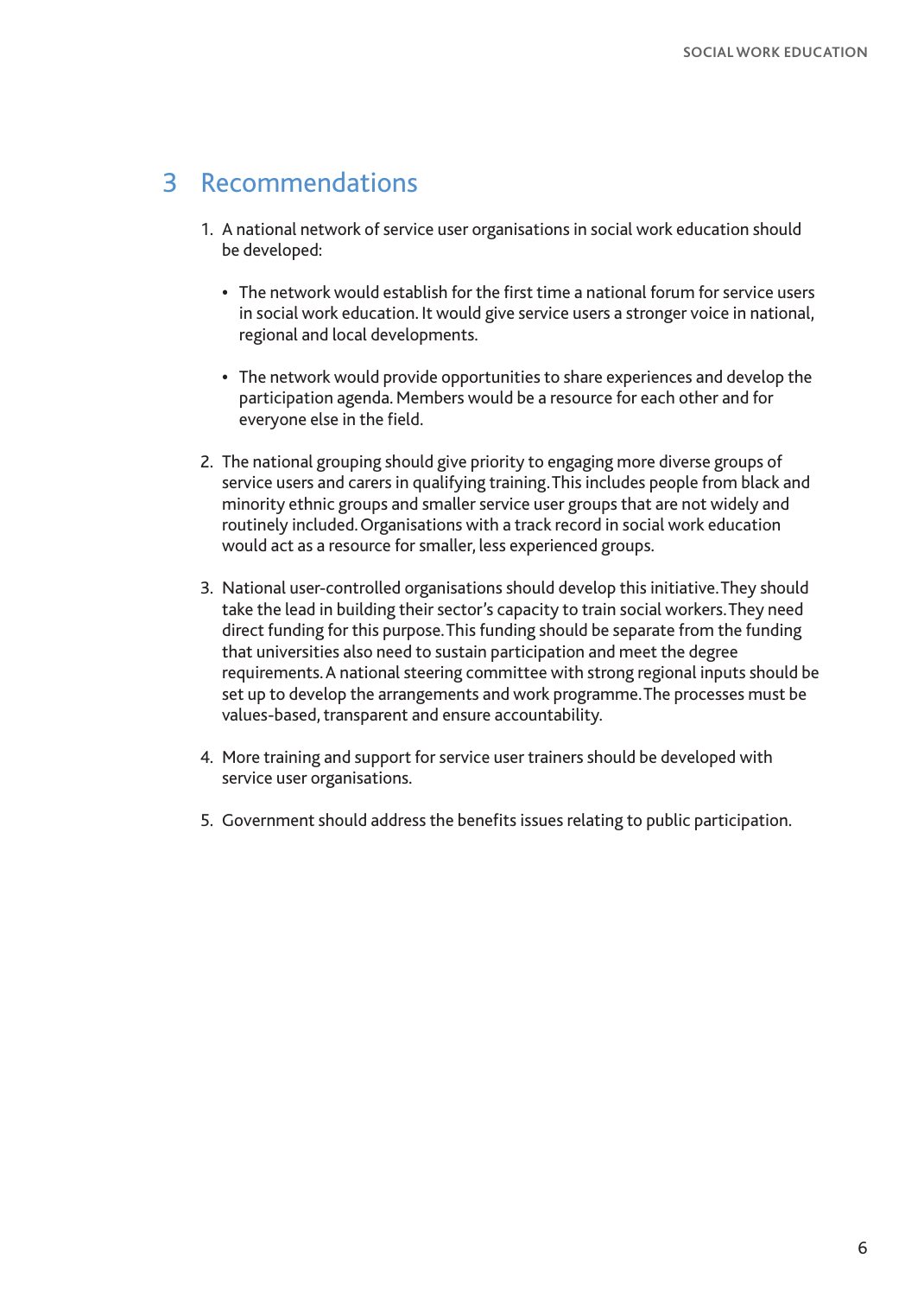# 3 Recommendations

1. A national network of service user organisations in social work education should be developed:

   - The network would establish for the first time a national forum for service users in social work education. It would give service users a stronger voice in national, regional and local developments.

   - The network would provide opportunities to share experiences and develop the participation agenda. Members would be a resource for each other and for everyone else in the field.

2. The national grouping should give priority to engaging more diverse groups of service users and carers in qualifying training. This includes people from black and minority ethnic groups and smaller service user groups that are not widely and routinely included. Organisations with a track record in social work education would act as a resource for smaller, less experienced groups.

3. National user-controlled organisations should develop this initiative. They should take the lead in building their sector's capacity to train social workers. They need direct funding for this purpose. This funding should be separate from the funding that universities also need to sustain participation and meet the degree requirements. A national steering committee with strong regional inputs should be set up to develop the arrangements and work programme. The processes must be values-based, transparent and ensure accountability.

4. More training and support for service user trainers should be developed with service user organisations.

5. Government should address the benefits issues relating to public participation.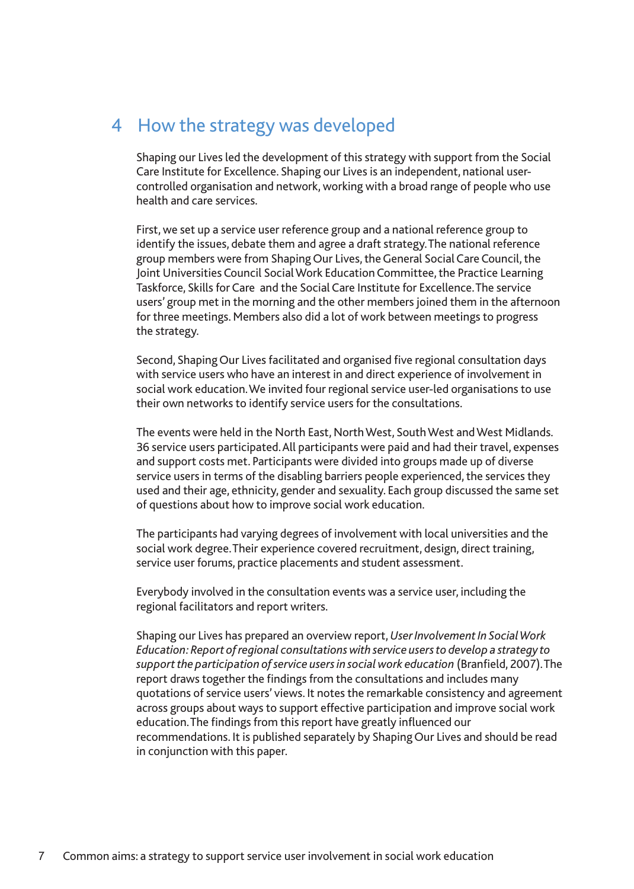# 4 How the strategy was developed

Shaping our Lives led the development of this strategy with support from the Social Care Institute for Excellence. Shaping our Lives is an independent, national user-controlled organisation and network, working with a broad range of people who use health and care services.

First, we set up a service user reference group and a national reference group to identify the issues, debate them and agree a draft strategy. The national reference group members were from Shaping Our Lives, the General Social Care Council, the Joint Universities Council Social Work Education Committee, the Practice Learning Taskforce, Skills for Care and the Social Care Institute for Excellence. The service users' group met in the morning and the other members joined them in the afternoon for three meetings. Members also did a lot of work between meetings to progress the strategy.

Second, Shaping Our Lives facilitated and organised five regional consultation days with service users who have an interest in and direct experience of involvement in social work education. We invited four regional service user-led organisations to use their own networks to identify service users for the consultations.

The events were held in the North East, North West, South West and West Midlands. 36 service users participated. All participants were paid and had their travel, expenses and support costs met. Participants were divided into groups made up of diverse service users in terms of the disabling barriers people experienced, the services they used and their age, ethnicity, gender and sexuality. Each group discussed the same set of questions about how to improve social work education.

The participants had varying degrees of involvement with local universities and the social work degree. Their experience covered recruitment, design, direct training, service user forums, practice placements and student assessment.

Everybody involved in the consultation events was a service user, including the regional facilitators and report writers.

Shaping our Lives has prepared an overview report, *User Involvement In Social Work Education: Report of regional consultations with service users to develop a strategy to support the participation of service users in social work education* (Branfield, 2007). The report draws together the findings from the consultations and includes many quotations of service users' views. It notes the remarkable consistency and agreement across groups about ways to support effective participation and improve social work education. The findings from this report have greatly influenced our recommendations. It is published separately by Shaping Our Lives and should be read in conjunction with this paper.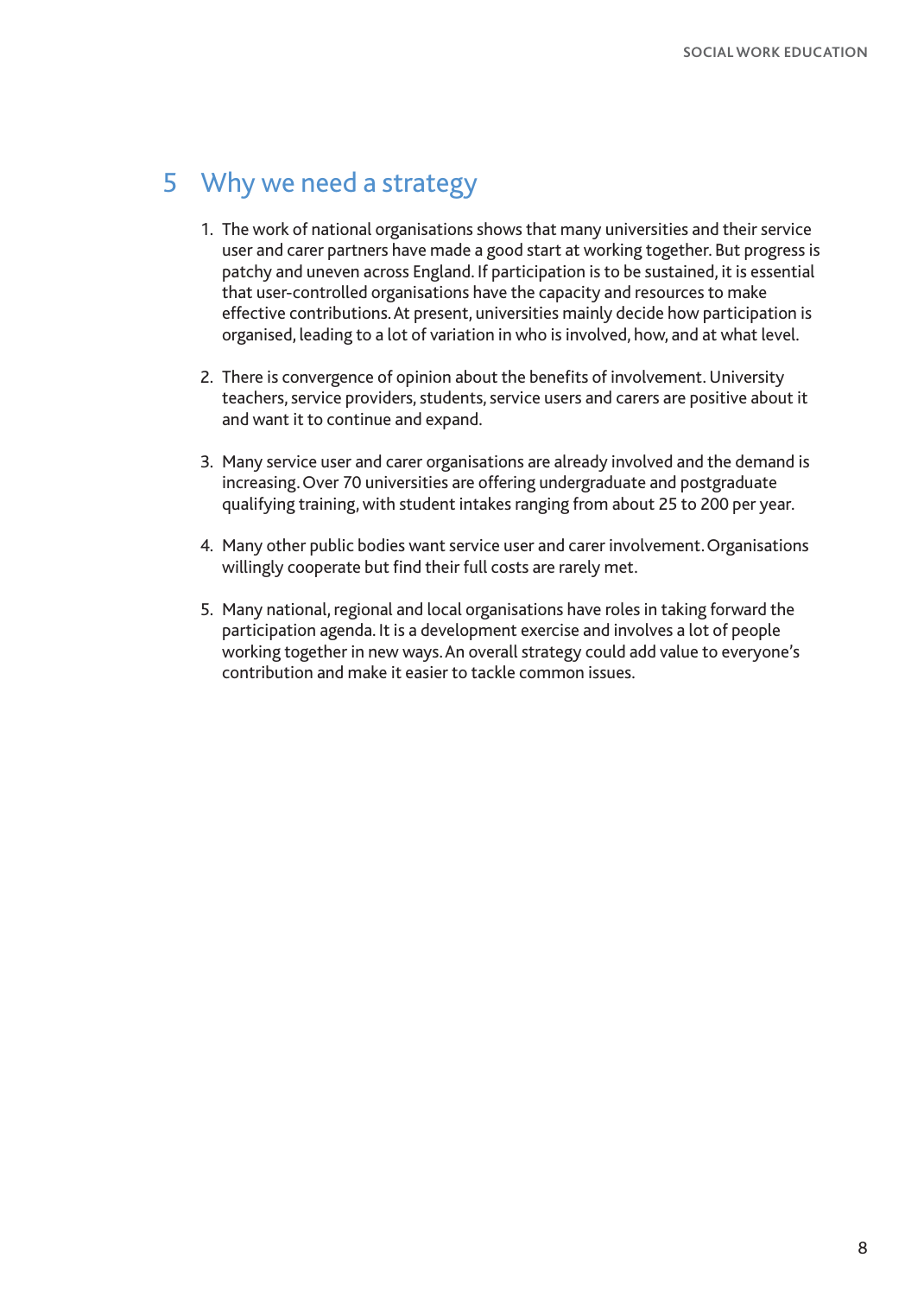## 5 Why we need a strategy

1. The work of national organisations shows that many universities and their service user and carer partners have made a good start at working together. But progress is patchy and uneven across England. If participation is to be sustained, it is essential that user-controlled organisations have the capacity and resources to make effective contributions. At present, universities mainly decide how participation is organised, leading to a lot of variation in who is involved, how, and at what level.

2. There is convergence of opinion about the benefits of involvement. University teachers, service providers, students, service users and carers are positive about it and want it to continue and expand.

3. Many service user and carer organisations are already involved and the demand is increasing. Over 70 universities are offering undergraduate and postgraduate qualifying training, with student intakes ranging from about 25 to 200 per year.

4. Many other public bodies want service user and carer involvement. Organisations willingly cooperate but find their full costs are rarely met.

5. Many national, regional and local organisations have roles in taking forward the participation agenda. It is a development exercise and involves a lot of people working together in new ways. An overall strategy could add value to everyone's contribution and make it easier to tackle common issues.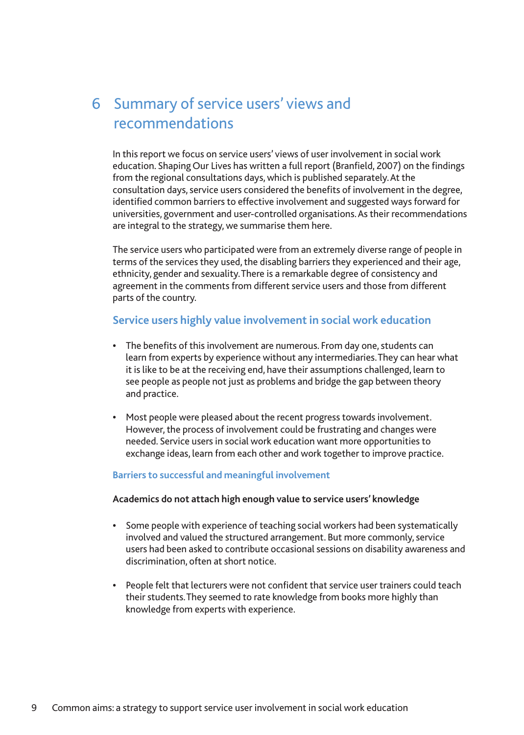# 6 Summary of service users' views and recommendations

In this report we focus on service users' views of user involvement in social work education. Shaping Our Lives has written a full report (Branfield, 2007) on the findings from the regional consultations days, which is published separately. At the consultation days, service users considered the benefits of involvement in the degree, identified common barriers to effective involvement and suggested ways forward for universities, government and user-controlled organisations. As their recommendations are integral to the strategy, we summarise them here.

The service users who participated were from an extremely diverse range of people in terms of the services they used, the disabling barriers they experienced and their age, ethnicity, gender and sexuality. There is a remarkable degree of consistency and agreement in the comments from different service users and those from different parts of the country.

## Service users highly value involvement in social work education

- The benefits of this involvement are numerous. From day one, students can learn from experts by experience without any intermediaries. They can hear what it is like to be at the receiving end, have their assumptions challenged, learn to see people as people not just as problems and bridge the gap between theory and practice.

- Most people were pleased about the recent progress towards involvement. However, the process of involvement could be frustrating and changes were needed. Service users in social work education want more opportunities to exchange ideas, learn from each other and work together to improve practice.

### Barriers to successful and meaningful involvement

**Academics do not attach high enough value to service users' knowledge**

- Some people with experience of teaching social workers had been systematically involved and valued the structured arrangement. But more commonly, service users had been asked to contribute occasional sessions on disability awareness and discrimination, often at short notice.

- People felt that lecturers were not confident that service user trainers could teach their students. They seemed to rate knowledge from books more highly than knowledge from experts with experience.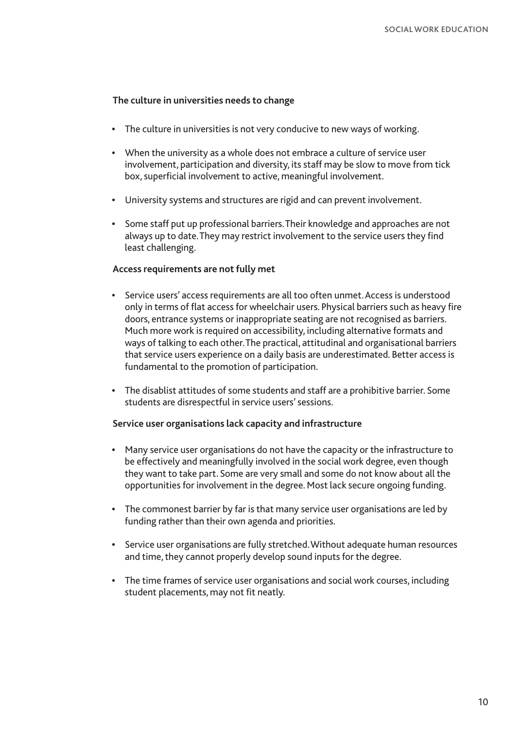**The culture in universities needs to change**

- The culture in universities is not very conducive to new ways of working.
- When the university as a whole does not embrace a culture of service user involvement, participation and diversity, its staff may be slow to move from tick box, superficial involvement to active, meaningful involvement.
- University systems and structures are rigid and can prevent involvement.
- Some staff put up professional barriers. Their knowledge and approaches are not always up to date. They may restrict involvement to the service users they find least challenging.

**Access requirements are not fully met**

- Service users' access requirements are all too often unmet. Access is understood only in terms of flat access for wheelchair users. Physical barriers such as heavy fire doors, entrance systems or inappropriate seating are not recognised as barriers. Much more work is required on accessibility, including alternative formats and ways of talking to each other. The practical, attitudinal and organisational barriers that service users experience on a daily basis are underestimated. Better access is fundamental to the promotion of participation.
- The disablist attitudes of some students and staff are a prohibitive barrier. Some students are disrespectful in service users' sessions.

**Service user organisations lack capacity and infrastructure**

- Many service user organisations do not have the capacity or the infrastructure to be effectively and meaningfully involved in the social work degree, even though they want to take part. Some are very small and some do not know about all the opportunities for involvement in the degree. Most lack secure ongoing funding.
- The commonest barrier by far is that many service user organisations are led by funding rather than their own agenda and priorities.
- Service user organisations are fully stretched. Without adequate human resources and time, they cannot properly develop sound inputs for the degree.
- The time frames of service user organisations and social work courses, including student placements, may not fit neatly.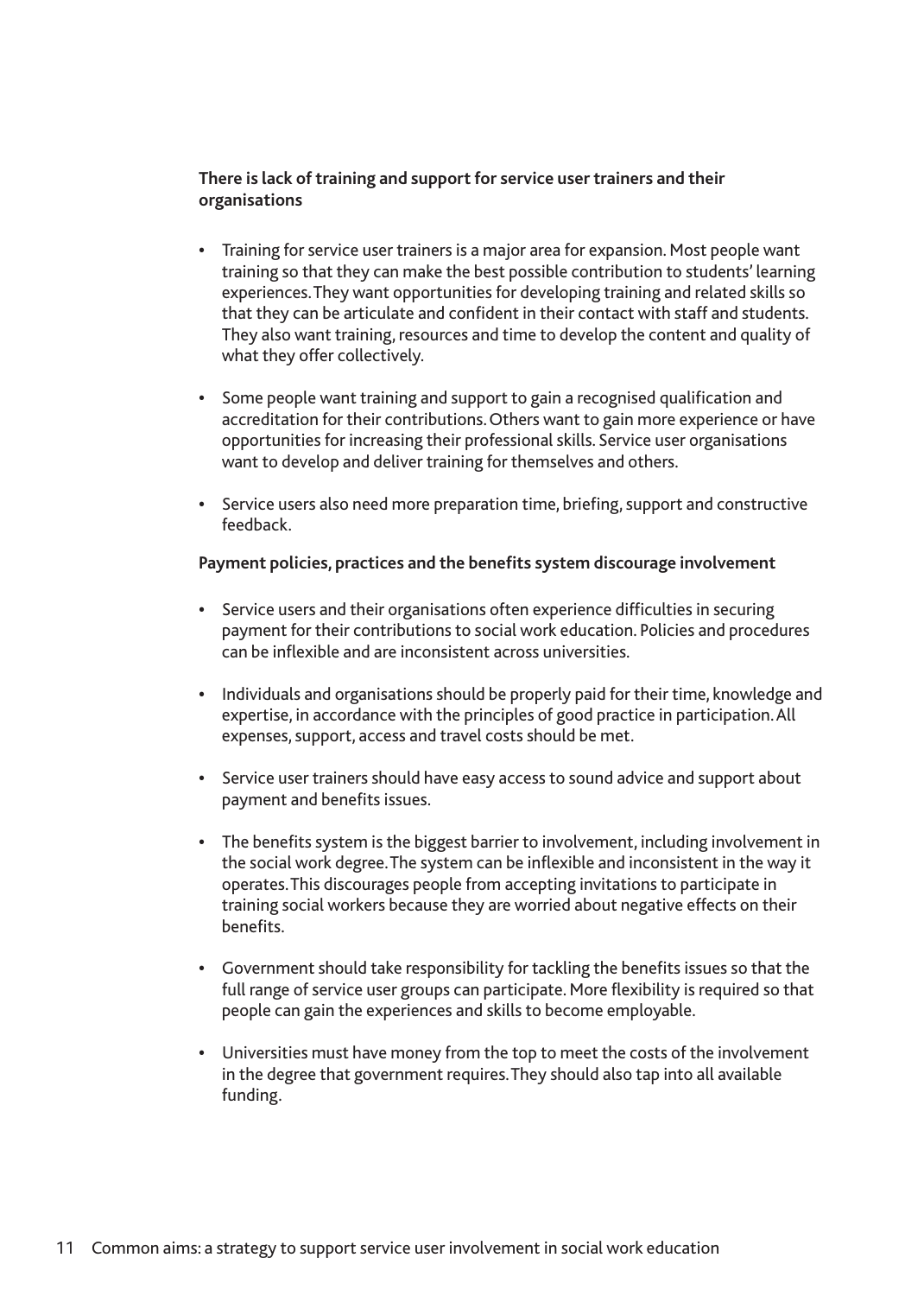**There is lack of training and support for service user trainers and their organisations**

- Training for service user trainers is a major area for expansion. Most people want training so that they can make the best possible contribution to students' learning experiences. They want opportunities for developing training and related skills so that they can be articulate and confident in their contact with staff and students. They also want training, resources and time to develop the content and quality of what they offer collectively.

- Some people want training and support to gain a recognised qualification and accreditation for their contributions. Others want to gain more experience or have opportunities for increasing their professional skills. Service user organisations want to develop and deliver training for themselves and others.

- Service users also need more preparation time, briefing, support and constructive feedback.

**Payment policies, practices and the benefits system discourage involvement**

- Service users and their organisations often experience difficulties in securing payment for their contributions to social work education. Policies and procedures can be inflexible and are inconsistent across universities.

- Individuals and organisations should be properly paid for their time, knowledge and expertise, in accordance with the principles of good practice in participation. All expenses, support, access and travel costs should be met.

- Service user trainers should have easy access to sound advice and support about payment and benefits issues.

- The benefits system is the biggest barrier to involvement, including involvement in the social work degree. The system can be inflexible and inconsistent in the way it operates. This discourages people from accepting invitations to participate in training social workers because they are worried about negative effects on their benefits.

- Government should take responsibility for tackling the benefits issues so that the full range of service user groups can participate. More flexibility is required so that people can gain the experiences and skills to become employable.

- Universities must have money from the top to meet the costs of the involvement in the degree that government requires. They should also tap into all available funding.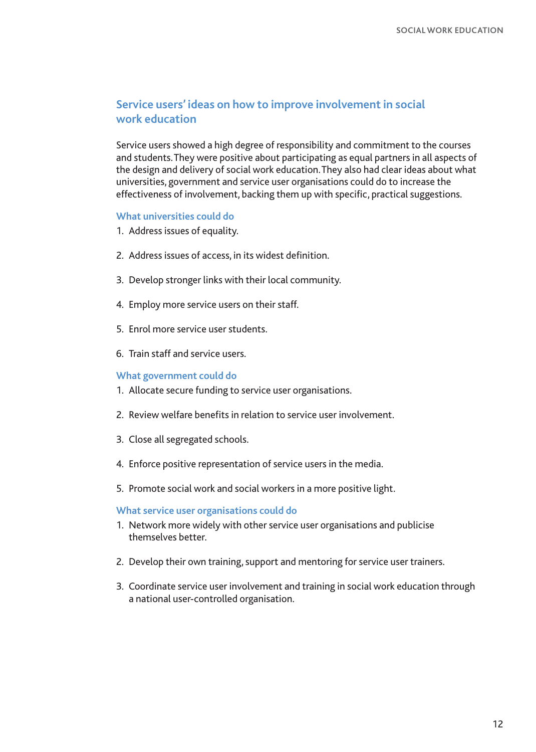## Service users' ideas on how to improve involvement in social work education

Service users showed a high degree of responsibility and commitment to the courses and students. They were positive about participating as equal partners in all aspects of the design and delivery of social work education. They also had clear ideas about what universities, government and service user organisations could do to increase the effectiveness of involvement, backing them up with specific, practical suggestions.

### What universities could do

1. Address issues of equality.
2. Address issues of access, in its widest definition.
3. Develop stronger links with their local community.
4. Employ more service users on their staff.
5. Enrol more service user students.
6. Train staff and service users.

### What government could do

1. Allocate secure funding to service user organisations.
2. Review welfare benefits in relation to service user involvement.
3. Close all segregated schools.
4. Enforce positive representation of service users in the media.
5. Promote social work and social workers in a more positive light.

### What service user organisations could do

1. Network more widely with other service user organisations and publicise themselves better.
2. Develop their own training, support and mentoring for service user trainers.
3. Coordinate service user involvement and training in social work education through a national user-controlled organisation.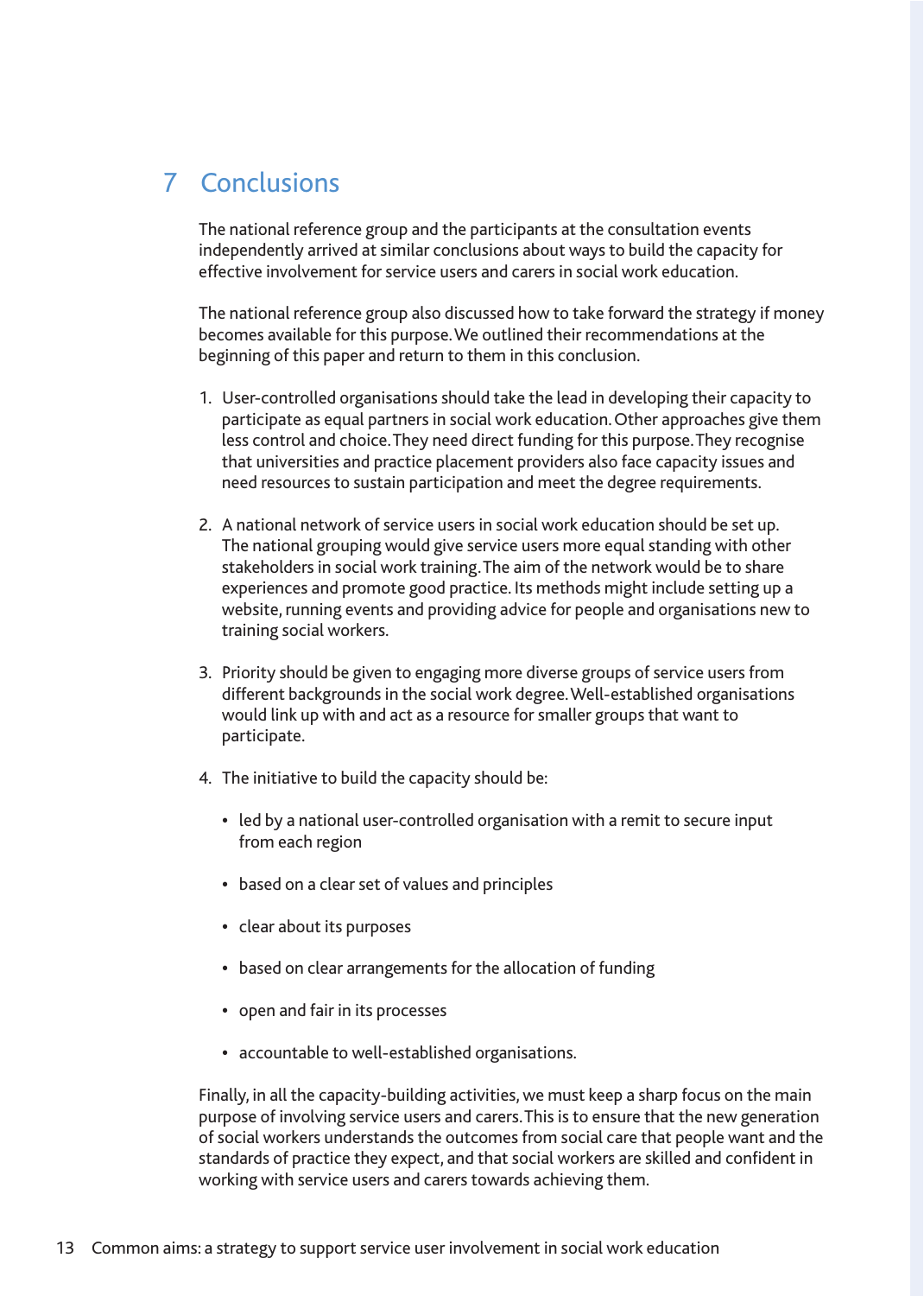# 7 Conclusions

The national reference group and the participants at the consultation events independently arrived at similar conclusions about ways to build the capacity for effective involvement for service users and carers in social work education.

The national reference group also discussed how to take forward the strategy if money becomes available for this purpose. We outlined their recommendations at the beginning of this paper and return to them in this conclusion.

1. User-controlled organisations should take the lead in developing their capacity to participate as equal partners in social work education. Other approaches give them less control and choice. They need direct funding for this purpose. They recognise that universities and practice placement providers also face capacity issues and need resources to sustain participation and meet the degree requirements.

2. A national network of service users in social work education should be set up. The national grouping would give service users more equal standing with other stakeholders in social work training. The aim of the network would be to share experiences and promote good practice. Its methods might include setting up a website, running events and providing advice for people and organisations new to training social workers.

3. Priority should be given to engaging more diverse groups of service users from different backgrounds in the social work degree. Well-established organisations would link up with and act as a resource for smaller groups that want to participate.

4. The initiative to build the capacity should be:

   - led by a national user-controlled organisation with a remit to secure input from each region
   - based on a clear set of values and principles
   - clear about its purposes
   - based on clear arrangements for the allocation of funding
   - open and fair in its processes
   - accountable to well-established organisations.

Finally, in all the capacity-building activities, we must keep a sharp focus on the main purpose of involving service users and carers. This is to ensure that the new generation of social workers understands the outcomes from social care that people want and the standards of practice they expect, and that social workers are skilled and confident in working with service users and carers towards achieving them.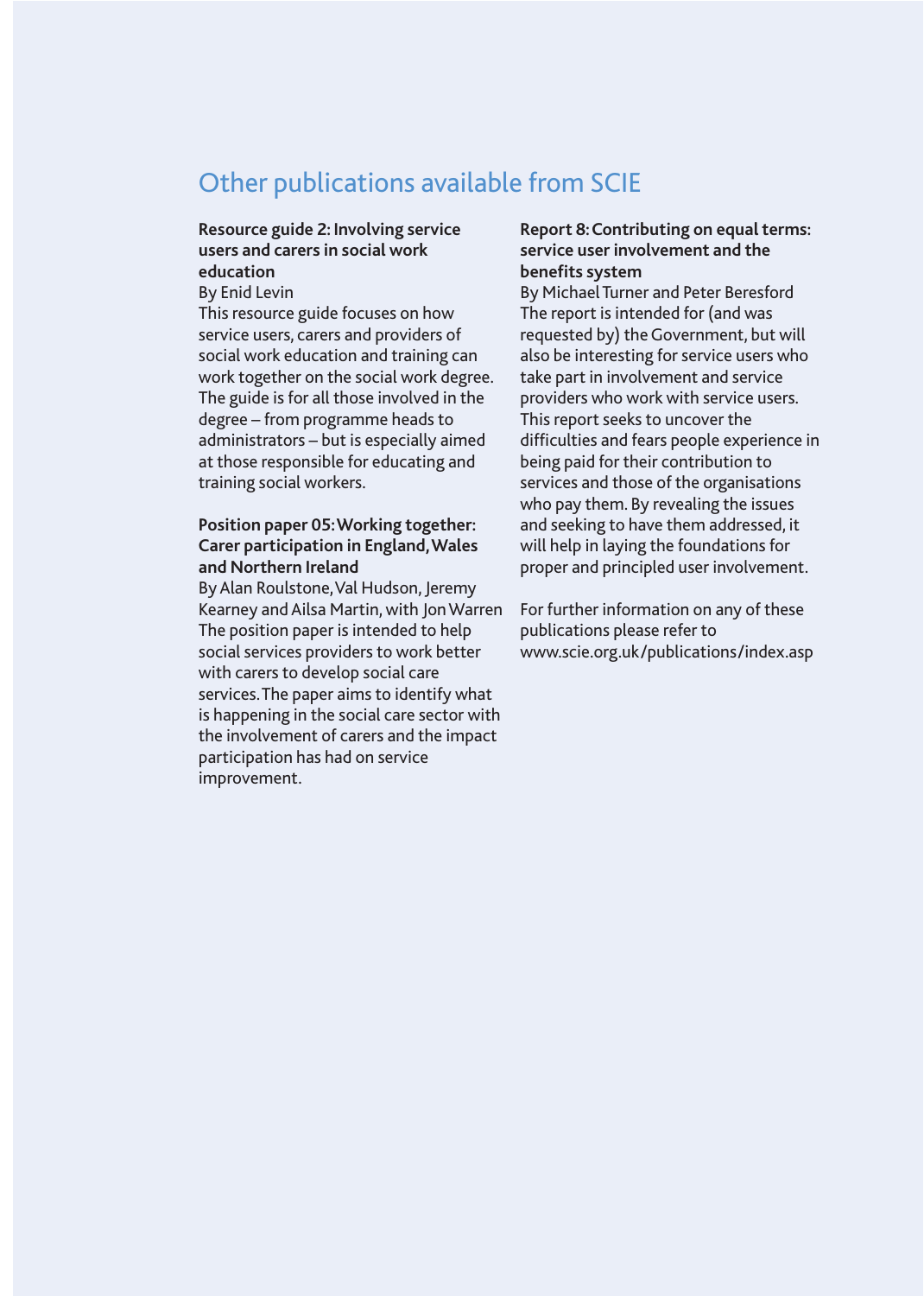# Other publications available from SCIE

**Resource guide 2: Involving service users and carers in social work education**

By Enid Levin

This resource guide focuses on how service users, carers and providers of social work education and training can work together on the social work degree. The guide is for all those involved in the degree – from programme heads to administrators – but is especially aimed at those responsible for educating and training social workers.

**Position paper 05: Working together: Carer participation in England, Wales and Northern Ireland**

By Alan Roulstone, Val Hudson, Jeremy Kearney and Ailsa Martin, with Jon Warren

The position paper is intended to help social services providers to work better with carers to develop social care services. The paper aims to identify what is happening in the social care sector with the involvement of carers and the impact participation has had on service improvement.

**Report 8: Contributing on equal terms: service user involvement and the benefits system**

By Michael Turner and Peter Beresford

The report is intended for (and was requested by) the Government, but will also be interesting for service users who take part in involvement and service providers who work with service users. This report seeks to uncover the difficulties and fears people experience in being paid for their contribution to services and those of the organisations who pay them. By revealing the issues and seeking to have them addressed, it will help in laying the foundations for proper and principled user involvement.

For further information on any of these publications please refer to www.scie.org.uk/publications/index.asp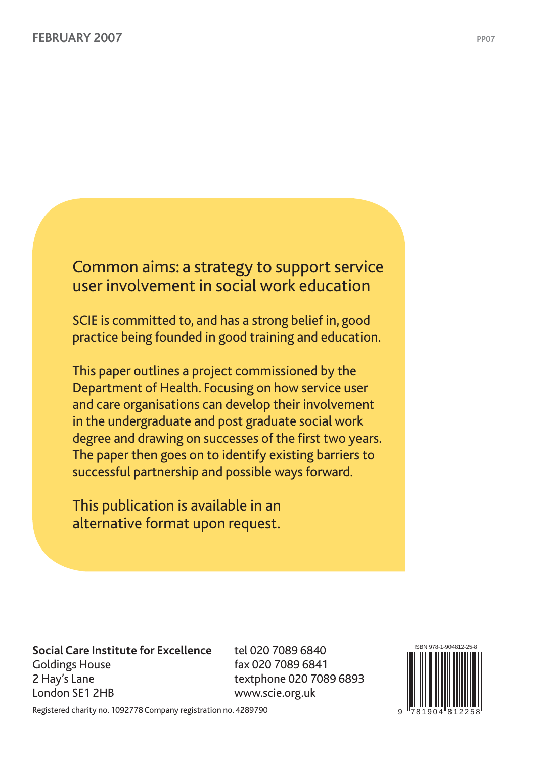FEBRUARY 2007

PP07

## Common aims: a strategy to support service user involvement in social work education

SCIE is committed to, and has a strong belief in, good practice being founded in good training and education.

This paper outlines a project commissioned by the Department of Health. Focusing on how service user and care organisations can develop their involvement in the undergraduate and post graduate social work degree and drawing on successes of the first two years. The paper then goes on to identify existing barriers to successful partnership and possible ways forward.

This publication is available in an alternative format upon request.

**Social Care Institute for Excellence**
Goldings House
2 Hay's Lane
London SE1 2HB

tel 020 7089 6840
fax 020 7089 6841
textphone 020 7089 6893
www.scie.org.uk

Registered charity no. 1092778 Company registration no. 4289790

ISBN 978-1-904812-25-8

9 781904 812258